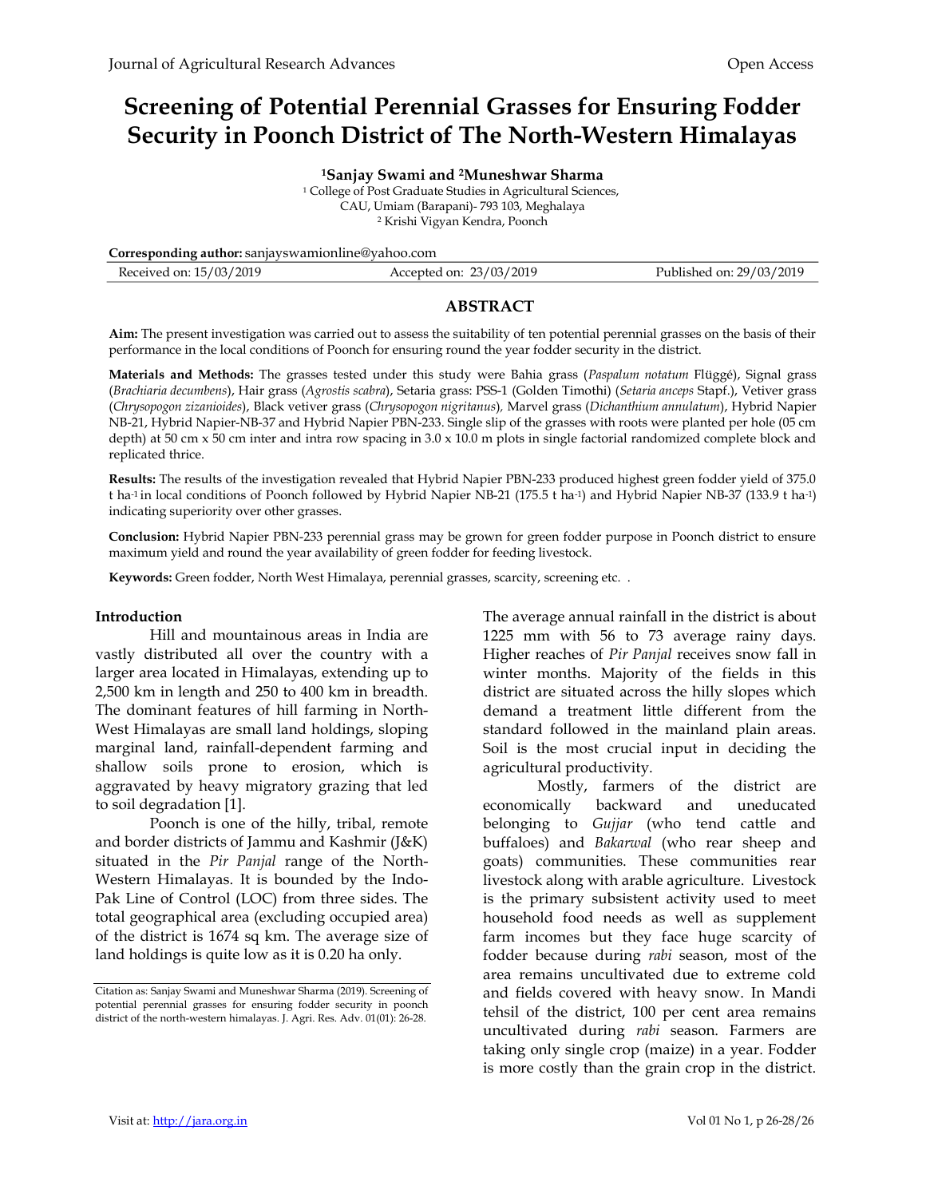# Screening of Potential Perennial Grasses for Ensuring Fodder Security in Poonch District of The North-Western Himalayas

**[1]Sanjay Swami and [2]Muneshwar Sharma**

[1] College of Post Graduate Studies in Agricultural Sciences, CAU, Umiam (Barapani)- 793 103, Meghalaya

[2] Krishi Vigyan Kendra, Poonch

**Corresponding author:** sanjayswamionline@yahoo.com

Received on: 15/03/2019 | Accepted on: 23/03/2019 | Published on: 29/03/2019

## ABSTRACT

**Aim:** The present investigation was carried out to assess the suitability of ten potential perennial grasses on the basis of their performance in the local conditions of Poonch for ensuring round the year fodder security in the district.

**Materials and Methods:** The grasses tested under this study were Bahia grass (*Paspalum notatum* Flüggé), Signal grass (*Brachiaria decumbens*), Hair grass (*Agrostis scabra*), Setaria grass: PSS-1 (Golden Timothi) (*Setaria anceps* Stapf.), Vetiver grass (*Chrysopogon zizanioides*), Black vetiver grass (*Chrysopogon nigritanus*), Marvel grass (*Dichanthium annulatum*), Hybrid Napier NB-21, Hybrid Napier-NB-37 and Hybrid Napier PBN-233. Single slip of the grasses with roots were planted per hole (05 cm depth) at 50 cm x 50 cm inter and intra row spacing in 3.0 x 10.0 m plots in single factorial randomized complete block and replicated thrice.

**Results:** The results of the investigation revealed that Hybrid Napier PBN-233 produced highest green fodder yield of 375.0 t ha$^{-1}$ in local conditions of Poonch followed by Hybrid Napier NB-21 (175.5 t ha$^{-1}$) and Hybrid Napier NB-37 (133.9 t ha$^{-1}$) indicating superiority over other grasses.

**Conclusion:** Hybrid Napier PBN-233 perennial grass may be grown for green fodder purpose in Poonch district to ensure maximum yield and round the year availability of green fodder for feeding livestock.

**Keywords:** Green fodder, North West Himalaya, perennial grasses, scarcity, screening etc. .

## Introduction

Hill and mountainous areas in India are vastly distributed all over the country with a larger area located in Himalayas, extending up to 2,500 km in length and 250 to 400 km in breadth. The dominant features of hill farming in North-West Himalayas are small land holdings, sloping marginal land, rainfall-dependent farming and shallow soils prone to erosion, which is aggravated by heavy migratory grazing that led to soil degradation [1].

Poonch is one of the hilly, tribal, remote and border districts of Jammu and Kashmir (J&K) situated in the *Pir Panjal* range of the North-Western Himalayas. It is bounded by the Indo-Pak Line of Control (LOC) from three sides. The total geographical area (excluding occupied area) of the district is 1674 sq km. The average size of land holdings is quite low as it is 0.20 ha only.

The average annual rainfall in the district is about 1225 mm with 56 to 73 average rainy days. Higher reaches of *Pir Panjal* receives snow fall in winter months. Majority of the fields in this district are situated across the hilly slopes which demand a treatment little different from the standard followed in the mainland plain areas. Soil is the most crucial input in deciding the agricultural productivity.

Mostly, farmers of the district are economically backward and uneducated belonging to *Gujjar* (who tend cattle and buffaloes) and *Bakarwal* (who rear sheep and goats) communities. These communities rear livestock along with arable agriculture. Livestock is the primary subsistent activity used to meet household food needs as well as supplement farm incomes but they face huge scarcity of fodder because during *rabi* season, most of the area remains uncultivated due to extreme cold and fields covered with heavy snow. In Mandi tehsil of the district, 100 per cent area remains uncultivated during *rabi* season. Farmers are taking only single crop (maize) in a year. Fodder is more costly than the grain crop in the district.

Citation as: Sanjay Swami and Muneshwar Sharma (2019). Screening of potential perennial grasses for ensuring fodder security in poonch district of the north-western himalayas. J. Agri. Res. Adv. 01(01): 26-28.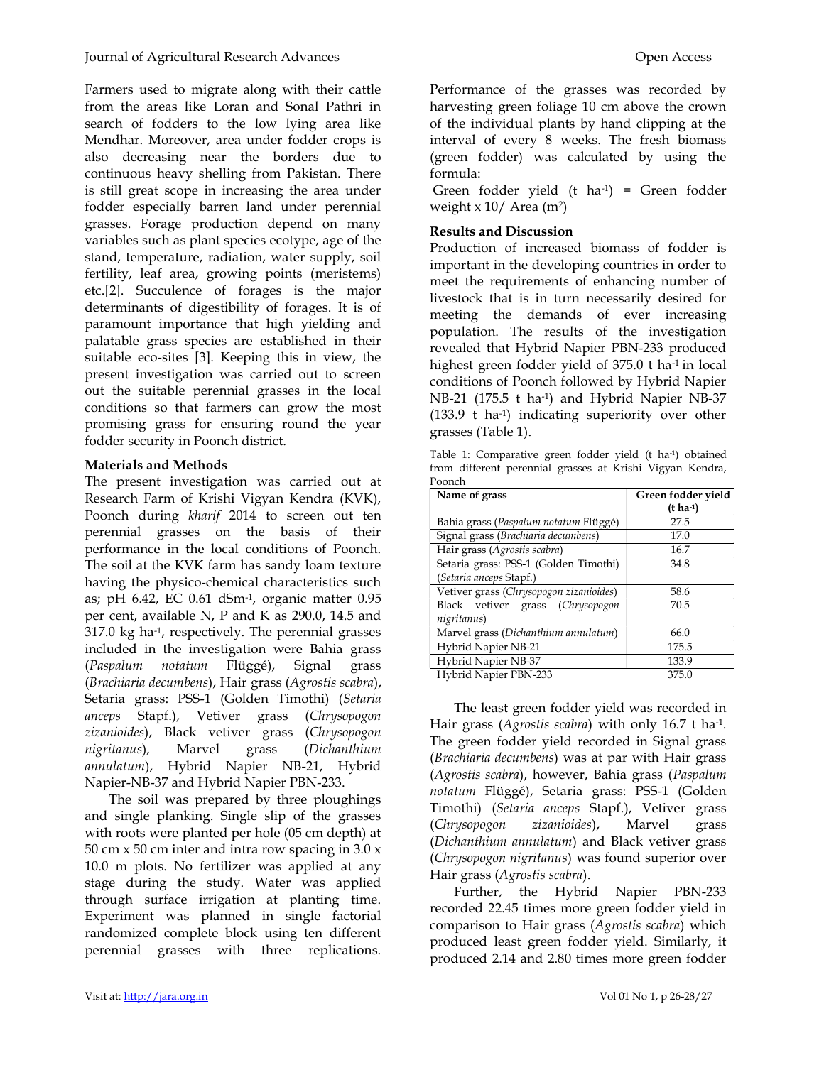Farmers used to migrate along with their cattle from the areas like Loran and Sonal Pathri in search of fodders to the low lying area like Mendhar. Moreover, area under fodder crops is also decreasing near the borders due to continuous heavy shelling from Pakistan. There is still great scope in increasing the area under fodder especially barren land under perennial grasses. Forage production depend on many variables such as plant species ecotype, age of the stand, temperature, radiation, water supply, soil fertility, leaf area, growing points (meristems) etc.[2]. Succulence of forages is the major determinants of digestibility of forages. It is of paramount importance that high yielding and palatable grass species are established in their suitable eco-sites [3]. Keeping this in view, the present investigation was carried out to screen out the suitable perennial grasses in the local conditions so that farmers can grow the most promising grass for ensuring round the year fodder security in Poonch district.

## Materials and Methods

The present investigation was carried out at Research Farm of Krishi Vigyan Kendra (KVK), Poonch during *kharif* 2014 to screen out ten perennial grasses on the basis of their performance in the local conditions of Poonch. The soil at the KVK farm has sandy loam texture having the physico-chemical characteristics such as; pH 6.42, EC 0.61 $dSm^{-1}$, organic matter 0.95 per cent, available N, P and K as 290.0, 14.5 and 317.0 kg $ha^{-1}$, respectively. The perennial grasses included in the investigation were Bahia grass (*Paspalum notatum* Flüggé), Signal grass (*Brachiaria decumbens*), Hair grass (*Agrostis scabra*), Setaria grass: PSS-1 (Golden Timothi) (*Setaria anceps* Stapf.), Vetiver grass (*Chrysopogon zizanioides*), Black vetiver grass (*Chrysopogon nigritanus*), Marvel grass (*Dichanthium annulatum*), Hybrid Napier NB-21, Hybrid Napier-NB-37 and Hybrid Napier PBN-233.

The soil was prepared by three ploughings and single planking. Single slip of the grasses with roots were planted per hole (05 cm depth) at 50 cm x 50 cm inter and intra row spacing in 3.0 x 10.0 m plots. No fertilizer was applied at any stage during the study. Water was applied through surface irrigation at planting time. Experiment was planned in single factorial randomized complete block using ten different perennial grasses with three replications. Performance of the grasses was recorded by harvesting green foliage 10 cm above the crown of the individual plants by hand clipping at the interval of every 8 weeks. The fresh biomass (green fodder) was calculated by using the formula:

Green fodder yield (t $ha^{-1}$) = Green fodder weight x 10/ Area ($m^2$)

## Results and Discussion

Production of increased biomass of fodder is important in the developing countries in order to meet the requirements of enhancing number of livestock that is in turn necessarily desired for meeting the demands of ever increasing population. The results of the investigation revealed that Hybrid Napier PBN-233 produced highest green fodder yield of 375.0 t $ha^{-1}$ in local conditions of Poonch followed by Hybrid Napier NB-21 (175.5 t $ha^{-1}$) and Hybrid Napier NB-37 (133.9 t $ha^{-1}$) indicating superiority over other grasses (Table 1).

Table 1: Comparative green fodder yield (t $ha^{-1}$) obtained from different perennial grasses at Krishi Vigyan Kendra, Poonch

| Name of grass | Green fodder yield (t $ha^{-1}$) |
|---|---|
| Bahia grass (*Paspalum notatum* Flüggé) | 27.5 |
| Signal grass (*Brachiaria decumbens*) | 17.0 |
| Hair grass (*Agrostis scabra*) | 16.7 |
| Setaria grass: PSS-1 (Golden Timothi) (*Setaria anceps* Stapf.) | 34.8 |
| Vetiver grass (*Chrysopogon zizanioides*) | 58.6 |
| Black vetiver grass (*Chrysopogon nigritanus*) | 70.5 |
| Marvel grass (*Dichanthium annulatum*) | 66.0 |
| Hybrid Napier NB-21 | 175.5 |
| Hybrid Napier NB-37 | 133.9 |
| Hybrid Napier PBN-233 | 375.0 |

The least green fodder yield was recorded in Hair grass (*Agrostis scabra*) with only 16.7 t $ha^{-1}$. The green fodder yield recorded in Signal grass (*Brachiaria decumbens*) was at par with Hair grass (*Agrostis scabra*), however, Bahia grass (*Paspalum notatum* Flüggé), Setaria grass: PSS-1 (Golden Timothi) (*Setaria anceps* Stapf.), Vetiver grass (*Chrysopogon zizanioides*), Marvel grass (*Dichanthium annulatum*) and Black vetiver grass (*Chrysopogon nigritanus*) was found superior over Hair grass (*Agrostis scabra*).

Further, the Hybrid Napier PBN-233 recorded 22.45 times more green fodder yield in comparison to Hair grass (*Agrostis scabra*) which produced least green fodder yield. Similarly, it produced 2.14 and 2.80 times more green fodder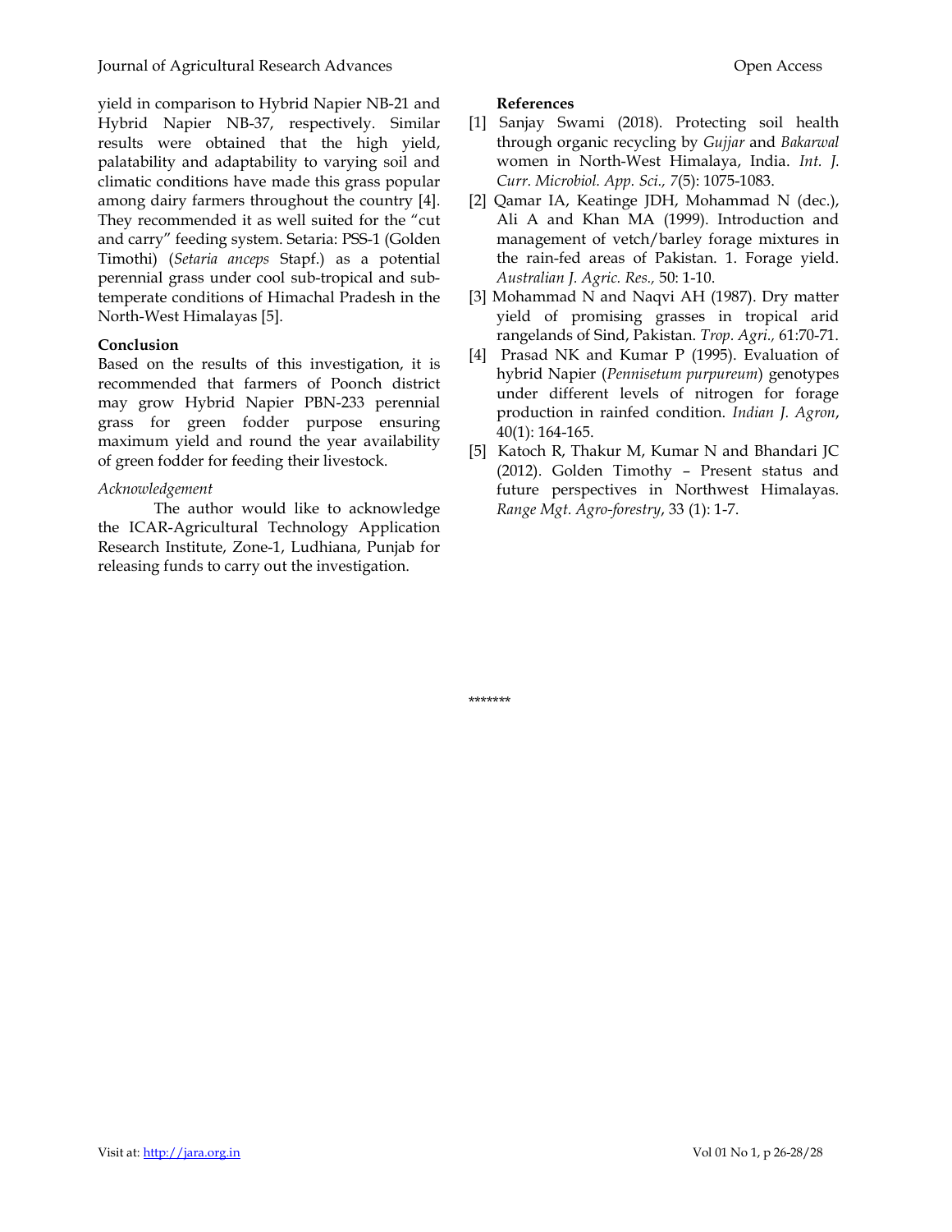yield in comparison to Hybrid Napier NB-21 and Hybrid Napier NB-37, respectively. Similar results were obtained that the high yield, palatability and adaptability to varying soil and climatic conditions have made this grass popular among dairy farmers throughout the country [4]. They recommended it as well suited for the "cut and carry" feeding system. Setaria: PSS-1 (Golden Timothi) (*Setaria anceps* Stapf.) as a potential perennial grass under cool sub-tropical and sub-temperate conditions of Himachal Pradesh in the North-West Himalayas [5].

## Conclusion

Based on the results of this investigation, it is recommended that farmers of Poonch district may grow Hybrid Napier PBN-233 perennial grass for green fodder purpose ensuring maximum yield and round the year availability of green fodder for feeding their livestock.

*Acknowledgement*

The author would like to acknowledge the ICAR-Agricultural Technology Application Research Institute, Zone-1, Ludhiana, Punjab for releasing funds to carry out the investigation.

## References

[1] Sanjay Swami (2018). Protecting soil health through organic recycling by *Gujjar* and *Bakarwal* women in North-West Himalaya, India. *Int. J. Curr. Microbiol. App. Sci., 7*(5): 1075-1083.

[2] Qamar IA, Keatinge JDH, Mohammad N (dec.), Ali A and Khan MA (1999). Introduction and management of vetch/barley forage mixtures in the rain-fed areas of Pakistan. 1. Forage yield. *Australian J. Agric. Res.,* 50: 1-10.

[3] Mohammad N and Naqvi AH (1987). Dry matter yield of promising grasses in tropical arid rangelands of Sind, Pakistan. *Trop. Agri.,* 61:70-71.

[4] Prasad NK and Kumar P (1995). Evaluation of hybrid Napier (*Pennisetum purpureum*) genotypes under different levels of nitrogen for forage production in rainfed condition. *Indian J. Agron*, 40(1): 164-165.

[5] Katoch R, Thakur M, Kumar N and Bhandari JC (2012). Golden Timothy – Present status and future perspectives in Northwest Himalayas. *Range Mgt. Agro-forestry*, 33 (1): 1-7.

*******